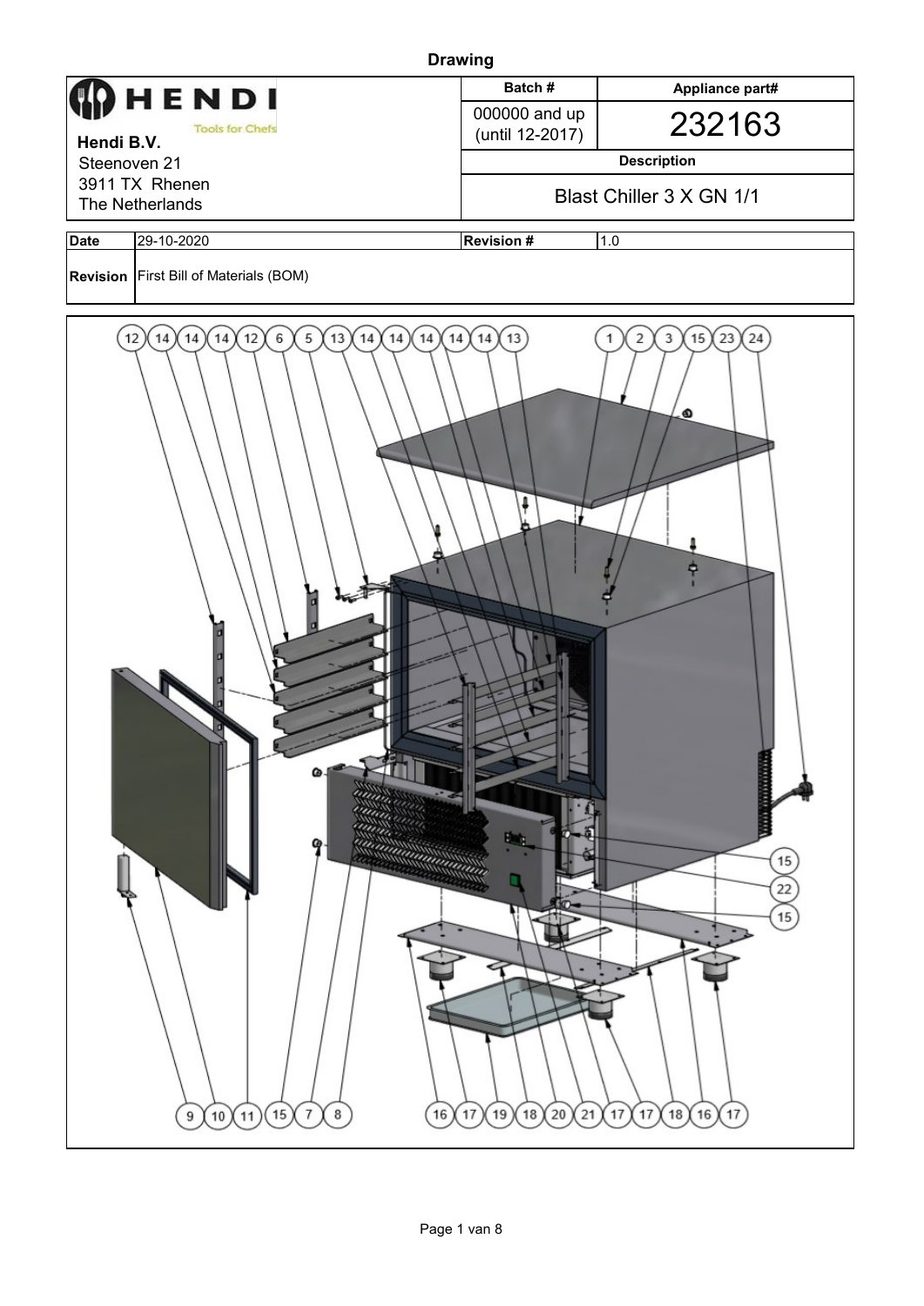**Drawing**

| HENDI Tools for Chefs<br>**Hendi B.V.**<br>Steenoven 21<br>3911 TX Rhenen<br>The Netherlands | **Batch #** | **Appliance part#** |
|---|---|---|
| | 000000 and up (until 12-2017) | 232163 |
| | **Description** | |
| | Blast Chiller 3 X GN 1/1 | |

| **Date** | 29-10-2020 | **Revision #** | 1.0 |
|---|---|---|---|
| **Revision** | First Bill of Materials (BOM) | | |

12 14 14 14 12 6 5 13 14 14 14 14 14 13 1 2 3 15 23 24

15 22 15

9 10 11 15 7 8 16 17 19 18 20 21 17 17 18 16 17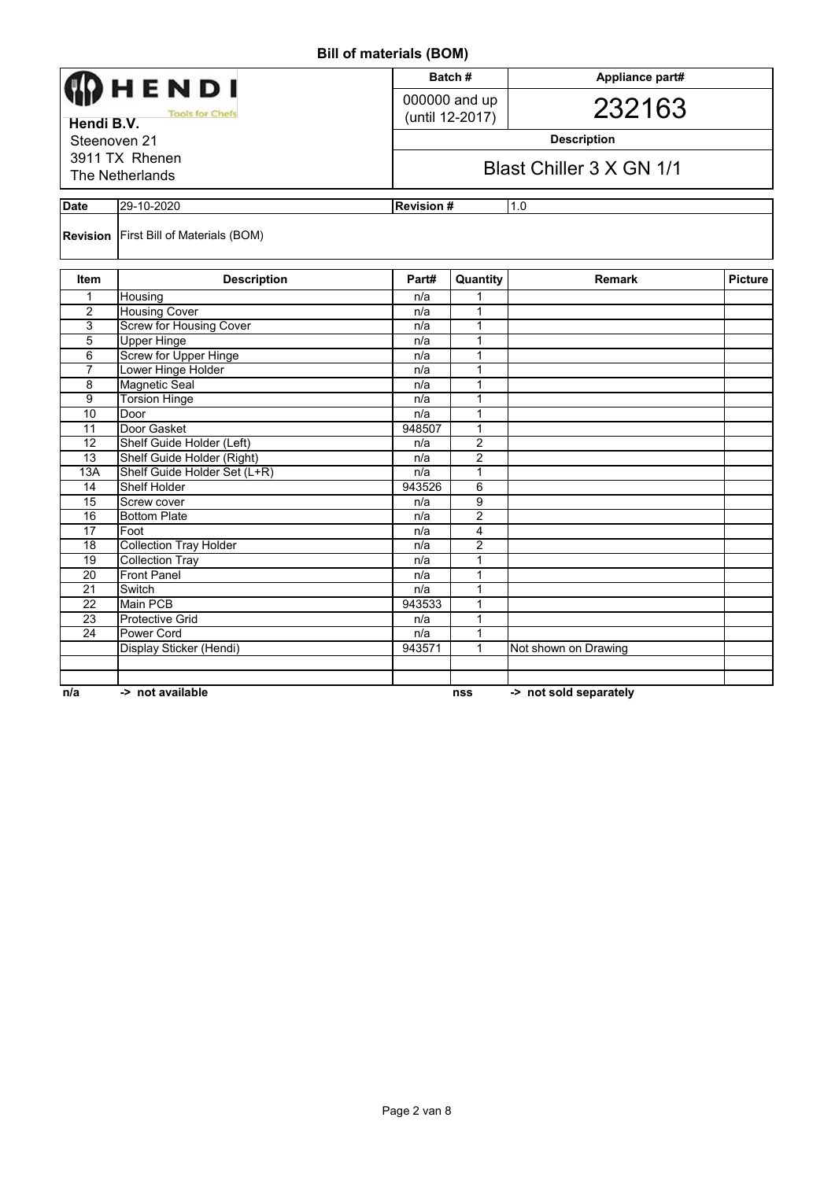# Bill of materials (BOM)

| HENDI Tools for Chefs | Batch # | Appliance part# |
|---|---|---|
| **Hendi B.V.** Steenoven 21 3911 TX Rhenen The Netherlands | 000000 and up (until 12-2017) | 232163 |
| | **Description** | |
| | Blast Chiller 3 X GN 1/1 | |

| **Date** | 29-10-2020 | **Revision #** | 1.0 |
|---|---|---|---|
| **Revision** | First Bill of Materials (BOM) | | |

| Item | Description | Part# | Quantity | Remark | Picture |
|---|---|---|---|---|---|
| 1 | Housing | n/a | 1 | | |
| 2 | Housing Cover | n/a | 1 | | |
| 3 | Screw for Housing Cover | n/a | 1 | | |
| 5 | Upper Hinge | n/a | 1 | | |
| 6 | Screw for Upper Hinge | n/a | 1 | | |
| 7 | Lower Hinge Holder | n/a | 1 | | |
| 8 | Magnetic Seal | n/a | 1 | | |
| 9 | Torsion Hinge | n/a | 1 | | |
| 10 | Door | n/a | 1 | | |
| 11 | Door Gasket | 948507 | 1 | | |
| 12 | Shelf Guide Holder (Left) | n/a | 2 | | |
| 13 | Shelf Guide Holder (Right) | n/a | 2 | | |
| 13A | Shelf Guide Holder Set (L+R) | n/a | 1 | | |
| 14 | Shelf Holder | 943526 | 6 | | |
| 15 | Screw cover | n/a | 9 | | |
| 16 | Bottom Plate | n/a | 2 | | |
| 17 | Foot | n/a | 4 | | |
| 18 | Collection Tray Holder | n/a | 2 | | |
| 19 | Collection Tray | n/a | 1 | | |
| 20 | Front Panel | n/a | 1 | | |
| 21 | Switch | n/a | 1 | | |
| 22 | Main PCB | 943533 | 1 | | |
| 23 | Protective Grid | n/a | 1 | | |
| 24 | Power Cord | n/a | 1 | | |
| | Display Sticker (Hendi) | 943571 | 1 | Not shown on Drawing | |
| | | | | | |
| | | | | | |

**n/a** -> **not available** **nss** -> **not sold separately**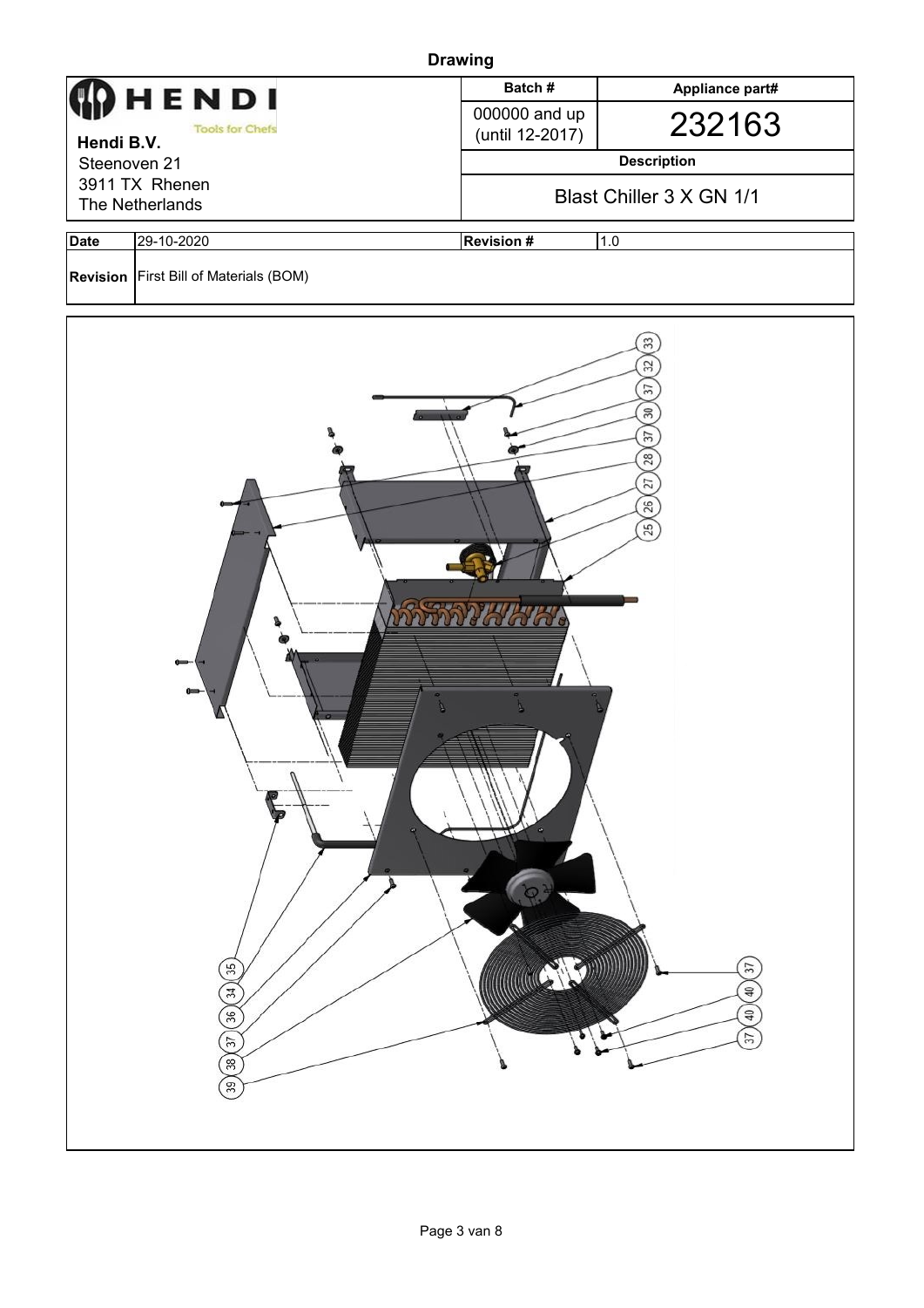**Drawing**

| HENDI Tools for Chefs | Batch # | Appliance part# |
|---|---|---|
| **Hendi B.V.** Steenoven 21 3911 TX Rhenen The Netherlands | 000000 and up (until 12-2017) | 232163 |
| | **Description** | |
| | Blast Chiller 3 X GN 1/1 | |

| **Date** | 29-10-2020 | **Revision #** | 1.0 |
|---|---|---|---|
| **Revision** | First Bill of Materials (BOM) | | |

33
32
37
30
37
28
27
26
25

35
34
36
37
38
39

37
40
40
37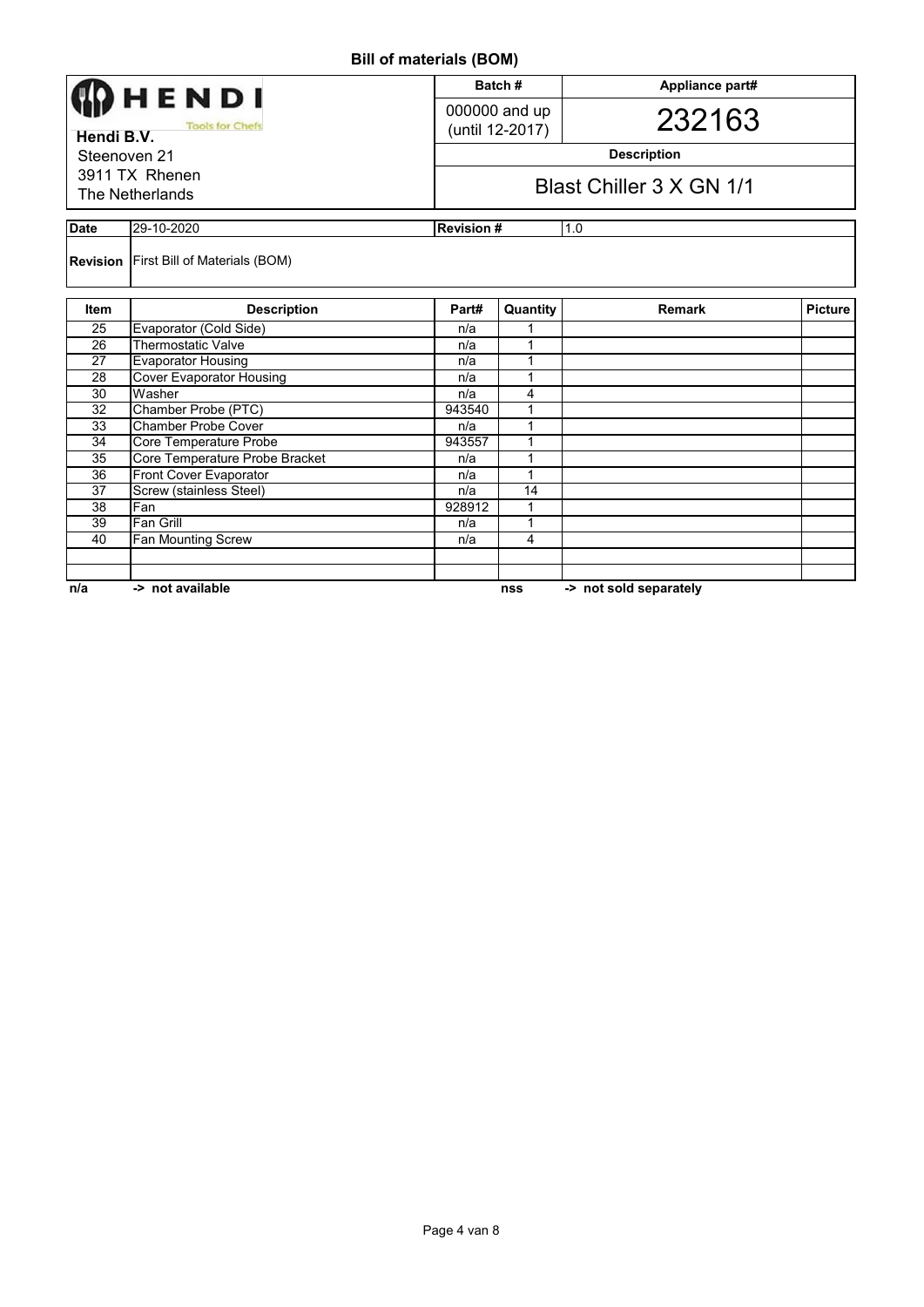# Bill of materials (BOM)

| HENDI Tools for Chefs | Batch # | Appliance part# |
|---|---|---|
| **Hendi B.V.**<br>Steenoven 21<br>3911 TX Rhenen<br>The Netherlands | 000000 and up (until 12-2017) | 232163 |
| | **Description** | |
| | Blast Chiller 3 X GN 1/1 | |

| **Date** | 29-10-2020 | **Revision #** | 1.0 |
|---|---|---|---|
| **Revision** | First Bill of Materials (BOM) | | |

| Item | Description | Part# | Quantity | Remark | Picture |
|---|---|---|---|---|---|
| 25 | Evaporator (Cold Side) | n/a | 1 | | |
| 26 | Thermostatic Valve | n/a | 1 | | |
| 27 | Evaporator Housing | n/a | 1 | | |
| 28 | Cover Evaporator Housing | n/a | 1 | | |
| 30 | Washer | n/a | 4 | | |
| 32 | Chamber Probe (PTC) | 943540 | 1 | | |
| 33 | Chamber Probe Cover | n/a | 1 | | |
| 34 | Core Temperature Probe | 943557 | 1 | | |
| 35 | Core Temperature Probe Bracket | n/a | 1 | | |
| 36 | Front Cover Evaporator | n/a | 1 | | |
| 37 | Screw (stainless Steel) | n/a | 14 | | |
| 38 | Fan | 928912 | 1 | | |
| 39 | Fan Grill | n/a | 1 | | |
| 40 | Fan Mounting Screw | n/a | 4 | | |
| | | | | | |
| | | | | | |

**n/a** -> **not available** **nss** -> **not sold separately**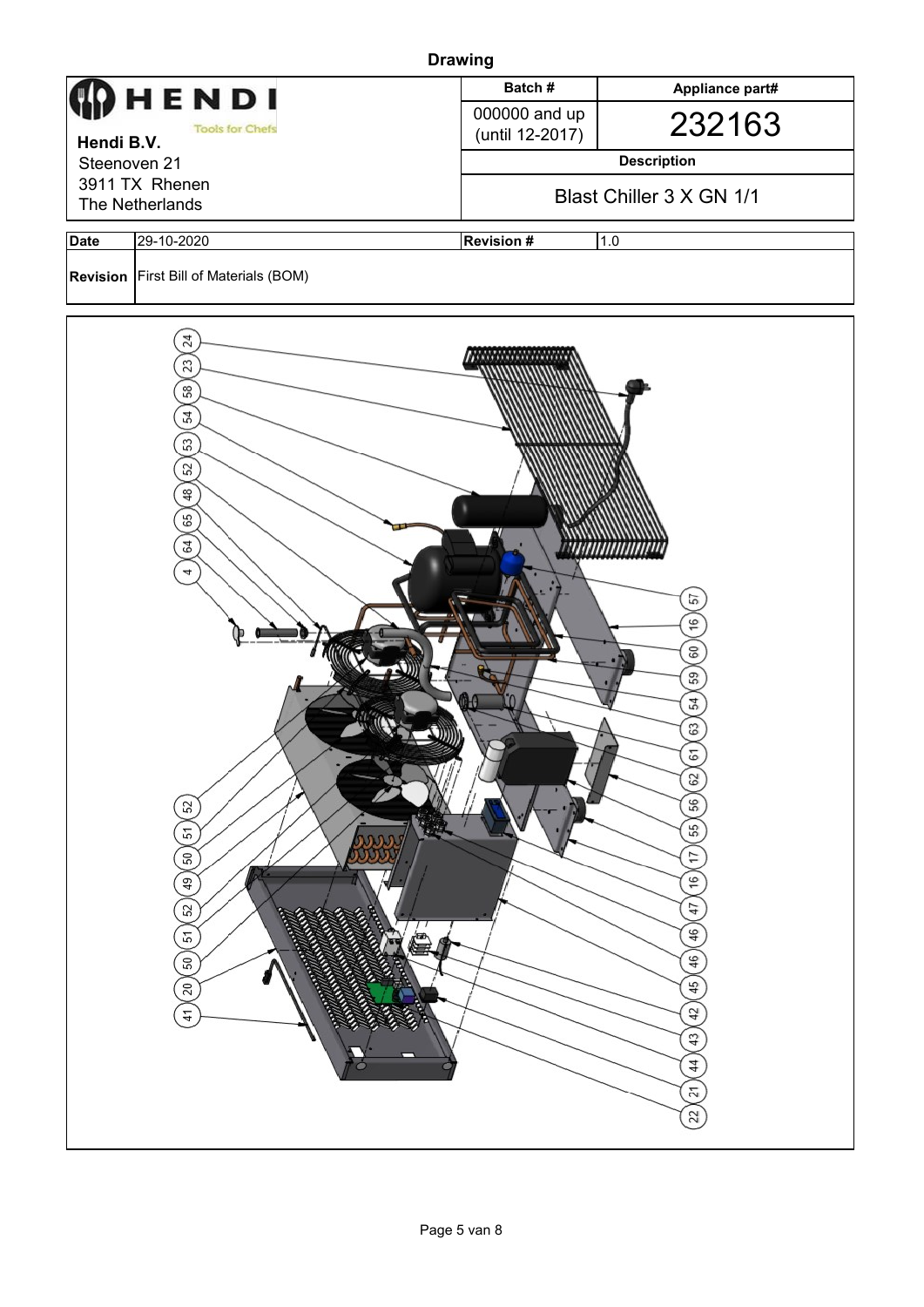# Drawing

| Hendi B.V. Steenoven 21 3911 TX Rhenen The Netherlands | Batch # | Appliance part# |
|---|---|---|
| | 000000 and up (until 12-2017) | 232163 |
| | Description | |
| | Blast Chiller 3 X GN 1/1 | |

| Date | 29-10-2020 | Revision # | 1.0 |
|---|---|---|---|
| Revision | First Bill of Materials (BOM) | | |

24 23 58 54 53 52 48 65 64 4

57 16 60 59 54 63 61 62 56 55 17 16 47 46 46 45 42 43 44 21 22

52 51 50 49 52 51 50 20 41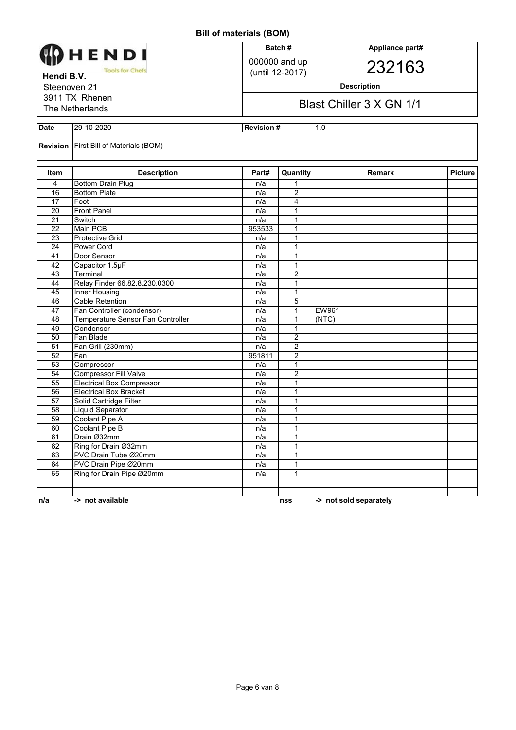# Bill of materials (BOM)

| **HENDI** Tools for Chefs | Batch # | Appliance part# |
|---|---|---|
| **Hendi B.V.** | 000000 and up (until 12-2017) | 232163 |
| Steenoven 21 | Description | |
| 3911 TX Rhenen | Blast Chiller 3 X GN 1/1 | |
| The Netherlands | | |

| **Date** | 29-10-2020 | **Revision #** | 1.0 |
|---|---|---|---|
| **Revision** | First Bill of Materials (BOM) | | |

| Item | Description | Part# | Quantity | Remark | Picture |
|---|---|---|---|---|---|
| 4 | Bottom Drain Plug | n/a | 1 | | |
| 16 | Bottom Plate | n/a | 2 | | |
| 17 | Foot | n/a | 4 | | |
| 20 | Front Panel | n/a | 1 | | |
| 21 | Switch | n/a | 1 | | |
| 22 | Main PCB | 953533 | 1 | | |
| 23 | Protective Grid | n/a | 1 | | |
| 24 | Power Cord | n/a | 1 | | |
| 41 | Door Sensor | n/a | 1 | | |
| 42 | Capacitor 1.5µF | n/a | 1 | | |
| 43 | Terminal | n/a | 2 | | |
| 44 | Relay Finder 66.82.8.230.0300 | n/a | 1 | | |
| 45 | Inner Housing | n/a | 1 | | |
| 46 | Cable Retention | n/a | 5 | | |
| 47 | Fan Controller (condensor) | n/a | 1 | EW961 | |
| 48 | Temperature Sensor Fan Controller | n/a | 1 | (NTC) | |
| 49 | Condensor | n/a | 1 | | |
| 50 | Fan Blade | n/a | 2 | | |
| 51 | Fan Grill (230mm) | n/a | 2 | | |
| 52 | Fan | 951811 | 2 | | |
| 53 | Compressor | n/a | 1 | | |
| 54 | Compressor Fill Valve | n/a | 2 | | |
| 55 | Electrical Box Compressor | n/a | 1 | | |
| 56 | Electrical Box Bracket | n/a | 1 | | |
| 57 | Solid Cartridge Filter | n/a | 1 | | |
| 58 | Liquid Separator | n/a | 1 | | |
| 59 | Coolant Pipe A | n/a | 1 | | |
| 60 | Coolant Pipe B | n/a | 1 | | |
| 61 | Drain Ø32mm | n/a | 1 | | |
| 62 | Ring for Drain Ø32mm | n/a | 1 | | |
| 63 | PVC Drain Tube Ø20mm | n/a | 1 | | |
| 64 | PVC Drain Pipe Ø20mm | n/a | 1 | | |
| 65 | Ring for Drain Pipe Ø20mm | n/a | 1 | | |
| | | | | | |
| | | | | | |

**n/a** **-> not available** **nss** **-> not sold separately**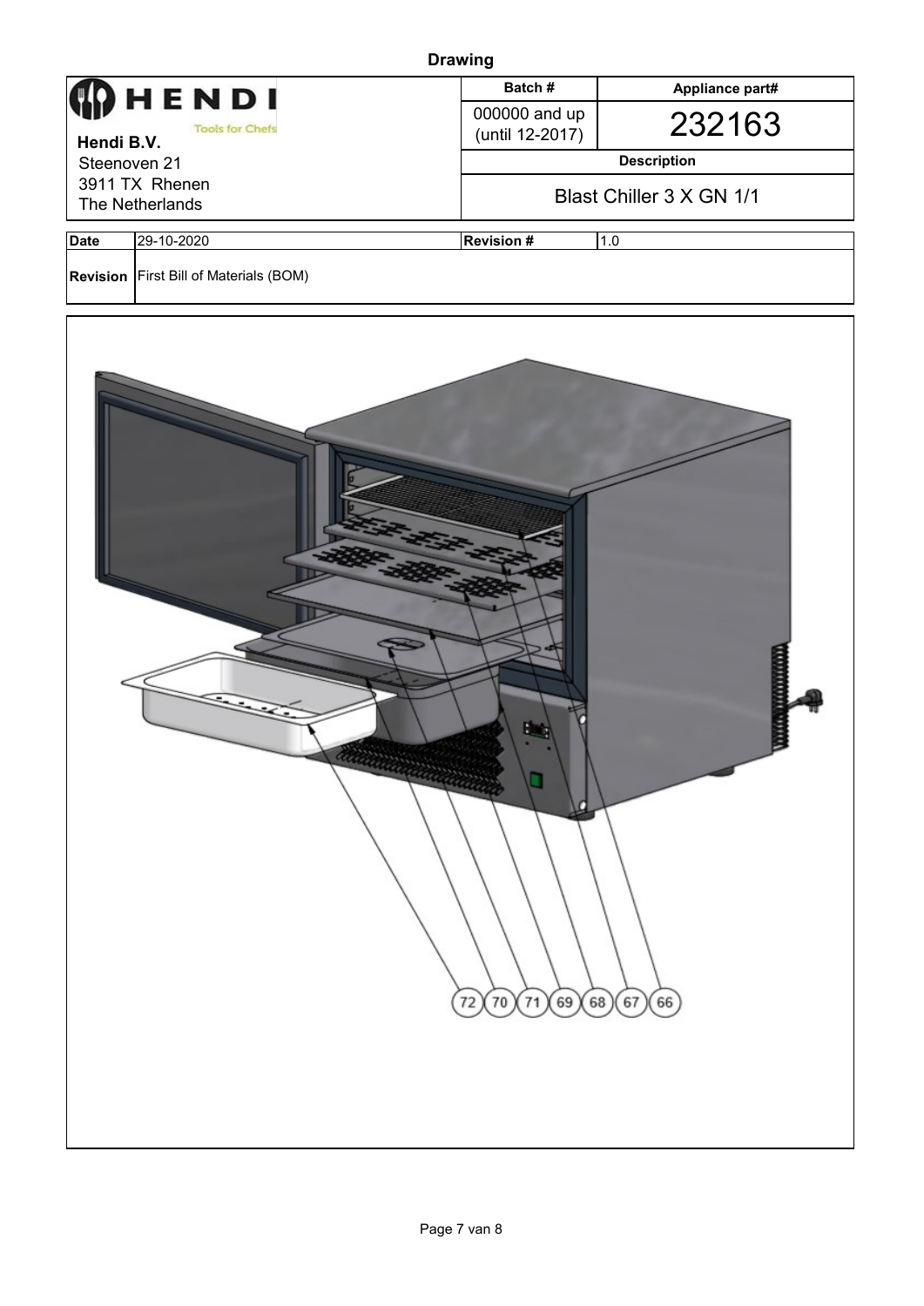# Drawing

| HENDI Tools for Chefs | Batch # | Appliance part# |
|---|---|---|
| **Hendi B.V.** | 000000 and up (until 12-2017) | 232163 |
| Steenoven 21 | **Description** | |
| 3911 TX Rhenen<br>The Netherlands | Blast Chiller 3 X GN 1/1 | |

| **Date** | 29-10-2020 | **Revision #** | 1.0 |
|---|---|---|---|
| **Revision** | First Bill of Materials (BOM) | | |

72 70 71 69 68 67 66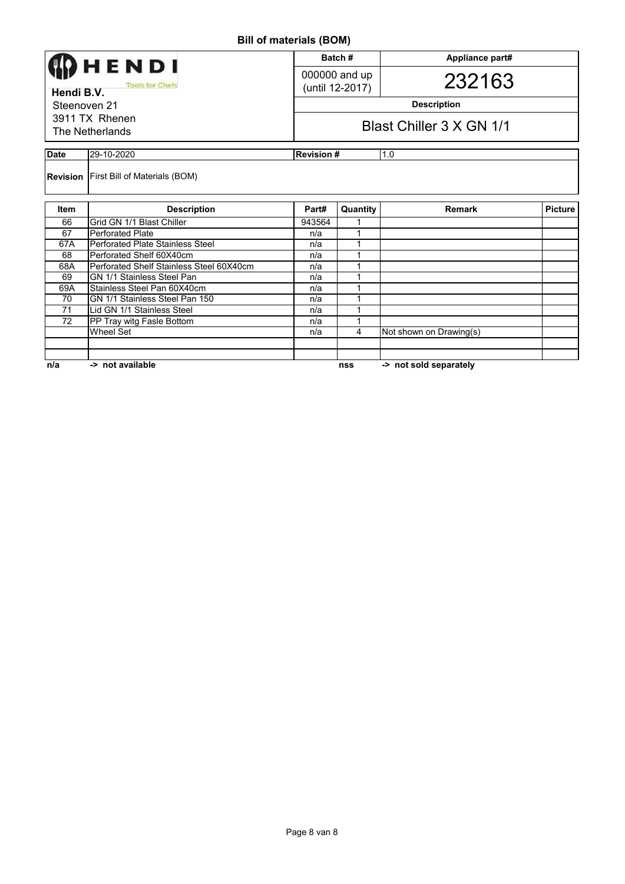## Bill of materials (BOM)

| | | |
|---|---|---|
| **HENDI** Tools for Chefs<br>**Hendi B.V.**<br>Steenoven 21<br>3911 TX Rhenen<br>The Netherlands | **Batch #**<br>000000 and up<br>(until 12-2017) | **Appliance part#**<br>232163 |
| | **Description** | Blast Chiller 3 X GN 1/1 |

| | | | |
|---|---|---|---|
| **Date** | 29-10-2020 | **Revision #** | 1.0 |
| **Revision** | First Bill of Materials (BOM) | | |

| Item | Description | Part# | Quantity | Remark | Picture |
|---|---|---|---|---|---|
| 66 | Grid GN 1/1 Blast Chiller | 943564 | 1 | | |
| 67 | Perforated Plate | n/a | 1 | | |
| 67A | Perforated Plate Stainless Steel | n/a | 1 | | |
| 68 | Perforated Shelf 60X40cm | n/a | 1 | | |
| 68A | Perforated Shelf Stainless Steel 60X40cm | n/a | 1 | | |
| 69 | GN 1/1 Stainless Steel Pan | n/a | 1 | | |
| 69A | Stainless Steel Pan 60X40cm | n/a | 1 | | |
| 70 | GN 1/1 Stainless Steel Pan 150 | n/a | 1 | | |
| 71 | Lid GN 1/1 Stainless Steel | n/a | 1 | | |
| 72 | PP Tray witg Fasle Bottom | n/a | 1 | | |
| | Wheel Set | n/a | 4 | Not shown on Drawing(s) | |
| | | | | | |
| | | | | | |

**n/a -> not available** **nss -> not sold separately**